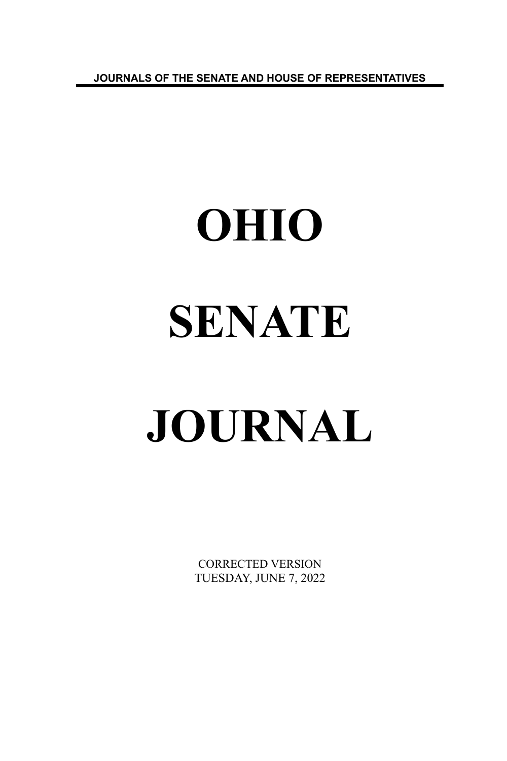JOURNALS OF THE SENATE AND HOUSE OF REPRESENTATIVES

# OHIO

# SENATE

# JOURNAL

CORRECTED VERSION
TUESDAY, JUNE 7, 2022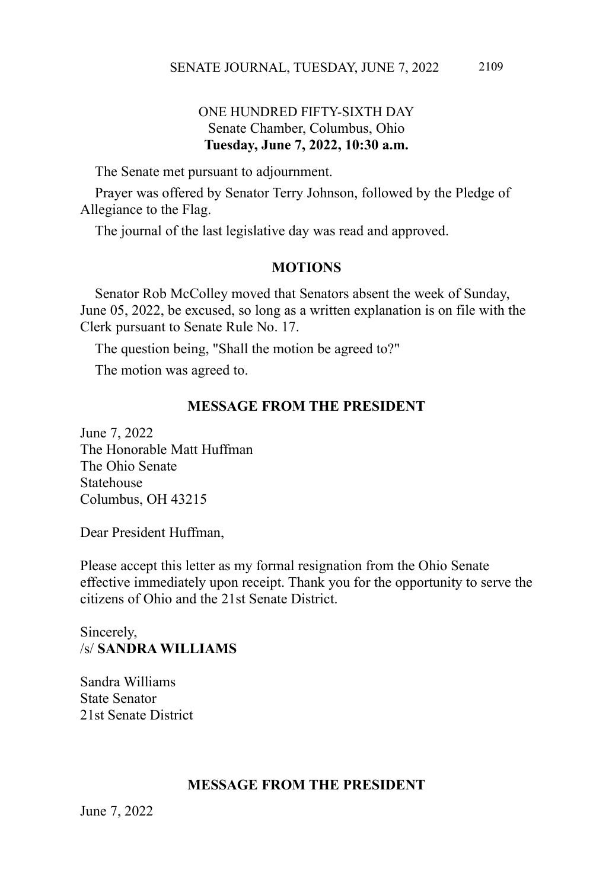ONE HUNDRED FIFTY-SIXTH DAY
Senate Chamber, Columbus, Ohio
**Tuesday, June 7, 2022, 10:30 a.m.**

The Senate met pursuant to adjournment.

Prayer was offered by Senator Terry Johnson, followed by the Pledge of Allegiance to the Flag.

The journal of the last legislative day was read and approved.

## MOTIONS

Senator Rob McColley moved that Senators absent the week of Sunday, June 05, 2022, be excused, so long as a written explanation is on file with the Clerk pursuant to Senate Rule No. 17.

The question being, "Shall the motion be agreed to?"

The motion was agreed to.

## MESSAGE FROM THE PRESIDENT

June 7, 2022
The Honorable Matt Huffman
The Ohio Senate
Statehouse
Columbus, OH 43215

Dear President Huffman,

Please accept this letter as my formal resignation from the Ohio Senate effective immediately upon receipt. Thank you for the opportunity to serve the citizens of Ohio and the 21st Senate District.

Sincerely,
/s/ **SANDRA WILLIAMS**

Sandra Williams
State Senator
21st Senate District

## MESSAGE FROM THE PRESIDENT

June 7, 2022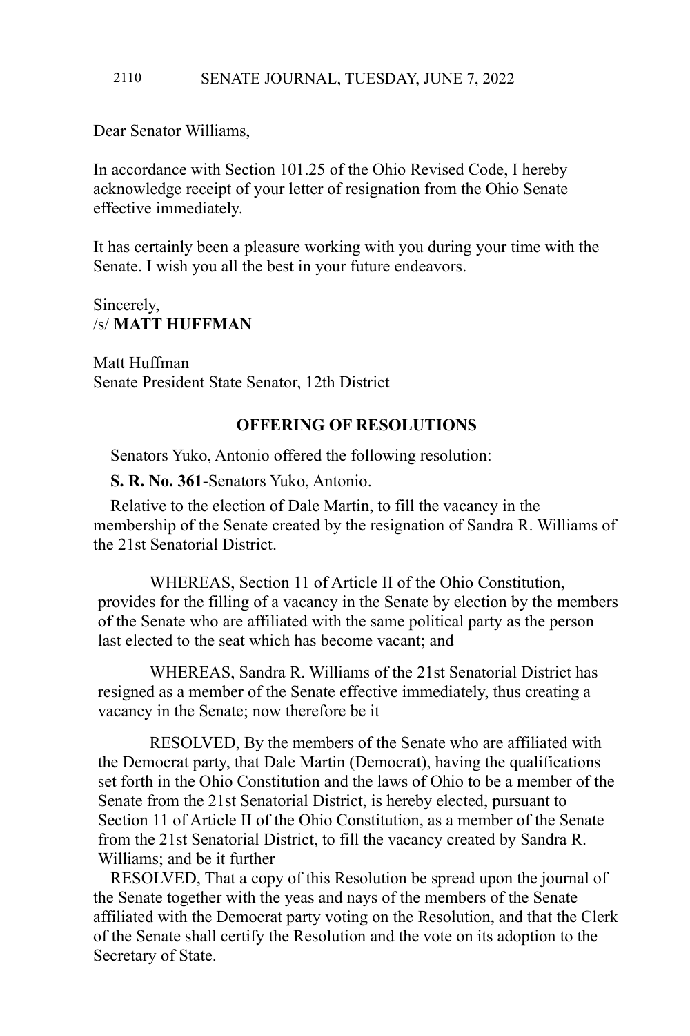Dear Senator Williams,

In accordance with Section 101.25 of the Ohio Revised Code, I hereby acknowledge receipt of your letter of resignation from the Ohio Senate effective immediately.

It has certainly been a pleasure working with you during your time with the Senate. I wish you all the best in your future endeavors.

Sincerely,
/s/ **MATT HUFFMAN**

Matt Huffman
Senate President State Senator, 12th District

## OFFERING OF RESOLUTIONS

Senators Yuko, Antonio offered the following resolution:

**S. R. No. 361**-Senators Yuko, Antonio.

Relative to the election of Dale Martin, to fill the vacancy in the membership of the Senate created by the resignation of Sandra R. Williams of the 21st Senatorial District.

WHEREAS, Section 11 of Article II of the Ohio Constitution, provides for the filling of a vacancy in the Senate by election by the members of the Senate who are affiliated with the same political party as the person last elected to the seat which has become vacant; and

WHEREAS, Sandra R. Williams of the 21st Senatorial District has resigned as a member of the Senate effective immediately, thus creating a vacancy in the Senate; now therefore be it

RESOLVED, By the members of the Senate who are affiliated with the Democrat party, that Dale Martin (Democrat), having the qualifications set forth in the Ohio Constitution and the laws of Ohio to be a member of the Senate from the 21st Senatorial District, is hereby elected, pursuant to Section 11 of Article II of the Ohio Constitution, as a member of the Senate from the 21st Senatorial District, to fill the vacancy created by Sandra R. Williams; and be it further

RESOLVED, That a copy of this Resolution be spread upon the journal of the Senate together with the yeas and nays of the members of the Senate affiliated with the Democrat party voting on the Resolution, and that the Clerk of the Senate shall certify the Resolution and the vote on its adoption to the Secretary of State.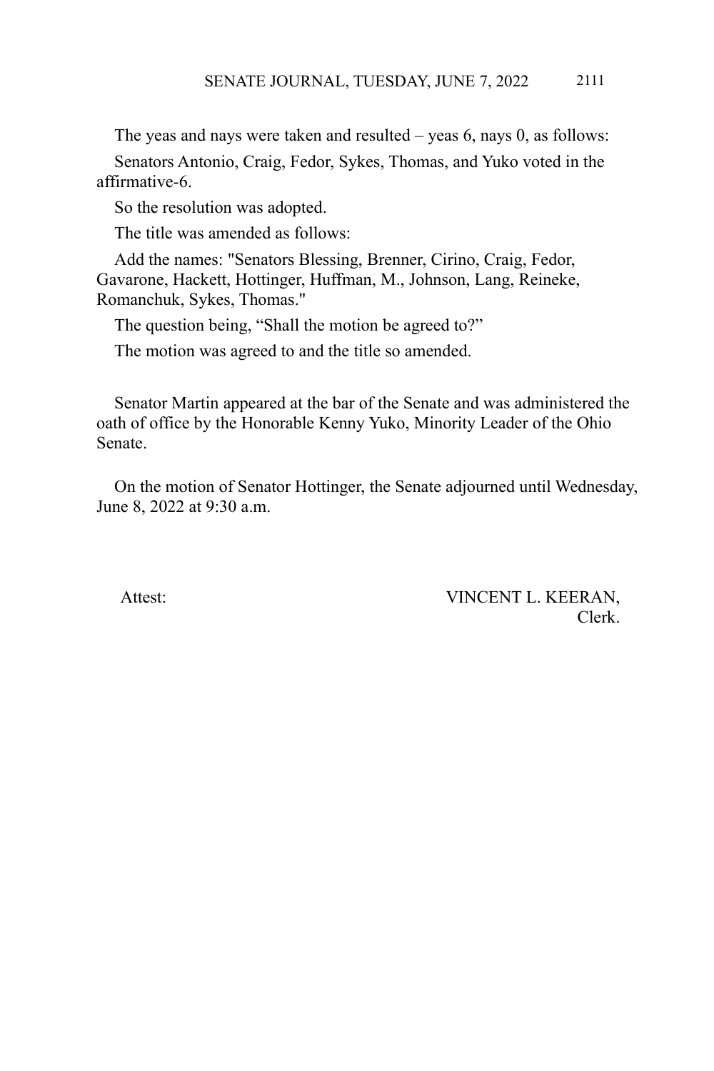The yeas and nays were taken and resulted – yeas 6, nays 0, as follows:

Senators Antonio, Craig, Fedor, Sykes, Thomas, and Yuko voted in the affirmative-6.

So the resolution was adopted.

The title was amended as follows:

Add the names: "Senators Blessing, Brenner, Cirino, Craig, Fedor, Gavarone, Hackett, Hottinger, Huffman, M., Johnson, Lang, Reineke, Romanchuk, Sykes, Thomas."

The question being, “Shall the motion be agreed to?”

The motion was agreed to and the title so amended.

Senator Martin appeared at the bar of the Senate and was administered the oath of office by the Honorable Kenny Yuko, Minority Leader of the Ohio Senate.

On the motion of Senator Hottinger, the Senate adjourned until Wednesday, June 8, 2022 at 9:30 a.m.

Attest: VINCENT L. KEERAN,
Clerk.